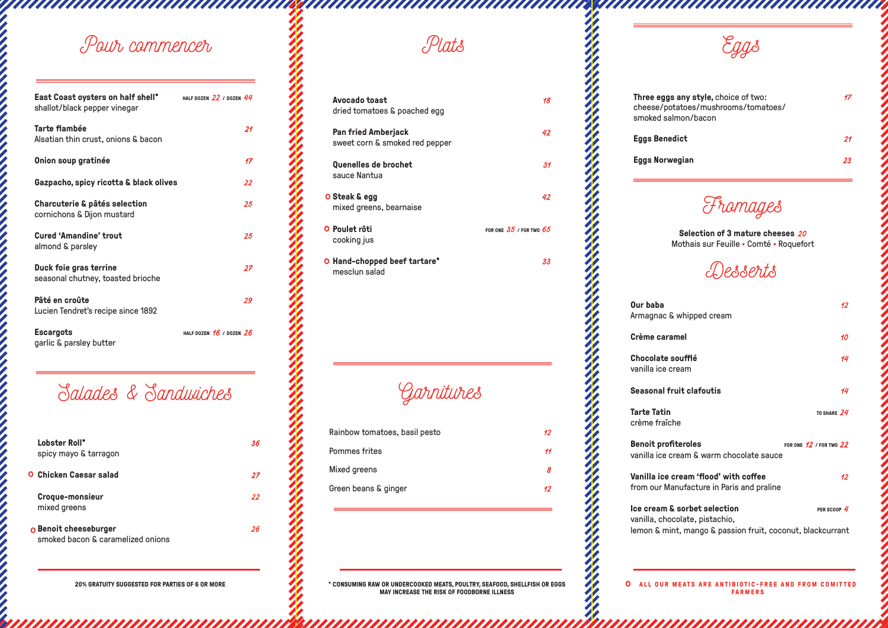# Pour commencer

**East Coast oysters on half shell*** — HALF DOZEN *22* / DOZEN *44*
shallot/black pepper vinegar

**Tarte flambée** — *21*
Alsatian thin crust, onions & bacon

**Onion soup gratinée** — *17*

**Gazpacho, spicy ricotta & black olives** — *22*

**Charcuterie & pâtés selection** — *25*
cornichons & Dijon mustard

**Cured 'Amandine' trout** — *25*
almond & parsley

**Duck foie gras terrine** — *27*
seasonal chutney, toasted brioche

**Pâté en croûte** — *29*
Lucien Tendret's recipe since 1892

**Escargots** — HALF DOZEN *16* / DOZEN *26*
garlic & parsley butter

# Salades & Sandwiches

**Lobster Roll*** — *36*
spicy mayo & tarragon

o **Chicken Caesar salad** — *27*

**Croque-monsieur** — *22*
mixed greens

o **Benoit cheeseburger** — *26*
smoked bacon & caramelized onions

20% GRATUITY SUGGESTED FOR PARTIES OF 6 OR MORE

# Plats

**Avocado toast** — *18*
dried tomatoes & poached egg

**Pan fried Amberjack** — *42*
sweet corn & smoked red pepper

**Quenelles de brochet** — *31*
sauce Nantua

o **Steak & egg** — *42*
mixed greens, bearnaise

o **Poulet rôti** — FOR ONE *35* / FOR TWO *65*
cooking jus

o **Hand-chopped beef tartare*** — *33*
mesclun salad

# Garnitures

Rainbow tomatoes, basil pesto — *12*

Pommes frites — *11*

Mixed greens — *8*

Green beans & ginger — *12*

* CONSUMING RAW OR UNDERCOOKED MEATS, POULTRY, SEAFOOD, SHELLFISH OR EGGS MAY INCREASE THE RISK OF FOODBORNE ILLNESS

# Eggs

**Three eggs any style,** choice of two: — *17*
cheese/potatoes/mushrooms/tomatoes/
smoked salmon/bacon

**Eggs Benedict** — *21*

**Eggs Norwegian** — *23*

# Fromages

**Selection of 3 mature cheeses** *20*
Mothais sur Feuille • Comté • Roquefort

# Desserts

**Our baba** — *12*
Armagnac & whipped cream

**Crème caramel** — *10*

**Chocolate soufflé** — *14*
vanilla ice cream

**Seasonal fruit clafoutis** — *14*

**Tarte Tatin** — TO SHARE *24*
crème fraîche

**Benoit profiteroles** — FOR ONE *12* / FOR TWO *22*
vanilla ice cream & warm chocolate sauce

**Vanilla ice cream 'flood' with coffee** — *12*
from our Manufacture in Paris and praline

**Ice cream & sorbet selection** — PER SCOOP *4*
vanilla, chocolate, pistachio,
lemon & mint, mango & passion fruit, coconut, blackcurrant

o ALL OUR MEATS ARE ANTIBIOTIC-FREE AND FROM COMITTED FARMERS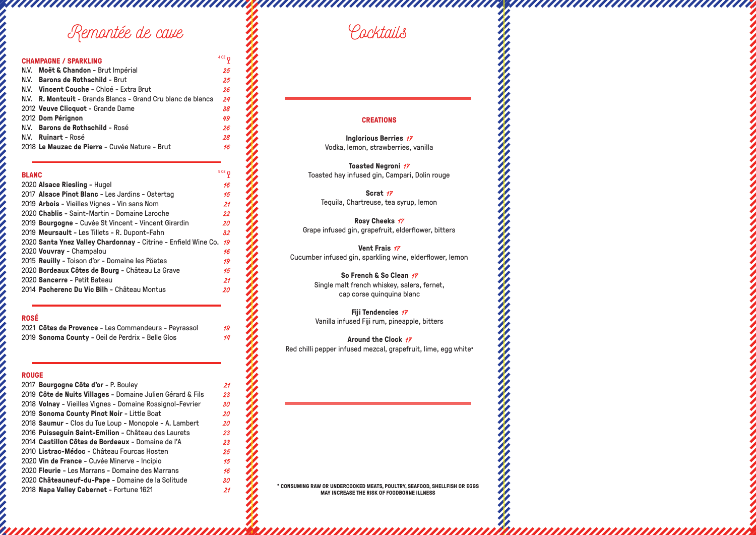# Remontée de cave

## CHAMPAGNE / SPARKLING

| | | 4 OZ |
|---|---|---|
| N.V. | **Moët & Chandon** - Brut Impérial | 25 |
| N.V. | **Barons de Rothschild** - Brut | 25 |
| N.V. | **Vincent Couche** - Chloé - Extra Brut | 26 |
| N.V. | **R. Montcuit** - Grands Blancs - Grand Cru blanc de blancs | 24 |
| 2012 | **Veuve Clicquot** - Grande Dame | 38 |
| 2012 | **Dom Pérignon** | 49 |
| N.V. | **Barons de Rothschild** - Rosé | 26 |
| N.V. | **Ruinart** - Rosé | 28 |
| 2018 | **Le Mauzac de Pierre** - Cuvée Nature - Brut | 16 |

## BLANC

| | | 5 OZ |
|---|---|---|
| 2020 | **Alsace Riesling** - Hugel | 16 |
| 2017 | **Alsace Pinot Blanc** - Les Jardins - Ostertag | 15 |
| 2019 | **Arbois** - Vieilles Vignes - Vin sans Nom | 21 |
| 2020 | **Chablis** - Saint-Martin - Domaine Laroche | 22 |
| 2019 | **Bourgogne** - Cuvée St Vincent - Vincent Girardin | 20 |
| 2019 | **Meursault** - Les Tillets - R. Dupont-Fahn | 32 |
| 2020 | **Santa Ynez Valley Chardonnay** - Citrine - Enfield Wine Co. | 19 |
| 2020 | **Vouvray** - Champalou | 16 |
| 2015 | **Reuilly** - Toison d'or - Domaine les Pöetes | 19 |
| 2020 | **Bordeaux Côtes de Bourg** - Château La Grave | 15 |
| 2020 | **Sancerre** - Petit Bateau | 21 |
| 2014 | **Pacherenc Du Vic Bilh** - Château Montus | 20 |

## ROSÉ

| | | |
|---|---|---|
| 2021 | **Côtes de Provence** - Les Commandeurs - Peyrassol | 19 |
| 2019 | **Sonoma County** - Oeil de Perdrix - Belle Glos | 14 |

## ROUGE

| | | |
|---|---|---|
| 2017 | **Bourgogne Côte d'or** - P. Bouley | 21 |
| 2019 | **Côte de Nuits Villages** - Domaine Julien Gérard & Fils | 23 |
| 2018 | **Volnay** - Vieilles Vignes - Domaine Rossignol-Fevrier | 30 |
| 2019 | **Sonoma County Pinot Noir** - Little Boat | 20 |
| 2018 | **Saumur** - Clos du Tue Loup - Monopole - A. Lambert | 20 |
| 2016 | **Puisseguin Saint-Emilion** - Château des Laurets | 23 |
| 2014 | **Castillon Côtes de Bordeaux** - Domaine de l'A | 23 |
| 2010 | **Listrac-Médoc** - Château Fourcas Hosten | 25 |
| 2020 | **Vin de France** - Cuvée Minerve - Incipio | 15 |
| 2020 | **Fleurie** - Les Marrans - Domaine des Marrans | 16 |
| 2020 | **Châteauneuf-du-Pape** - Domaine de la Solitude | 30 |
| 2018 | **Napa Valley Cabernet** - Fortune 1621 | 21 |

# Cocktails

## CREATIONS

**Inglorious Berries** 17
Vodka, lemon, strawberries, vanilla

**Toasted Negroni** 17
Toasted hay infused gin, Campari, Dolin rouge

**Scrat** 17
Tequila, Chartreuse, tea syrup, lemon

**Rosy Cheeks** 17
Grape infused gin, grapefruit, elderflower, bitters

**Vent Frais** 17
Cucumber infused gin, sparkling wine, elderflower, lemon

**So French & So Clean** 17
Single malt french whiskey, salers, fernet, cap corse quinquina blanc

**Fiji Tendencies** 17
Vanilla infused Fiji rum, pineapple, bitters

**Around the Clock** 17
Red chilli pepper infused mezcal, grapefruit, lime, egg white*

* CONSUMING RAW OR UNDERCOOKED MEATS, POULTRY, SEAFOOD, SHELLFISH OR EGGS MAY INCREASE THE RISK OF FOODBORNE ILLNESS